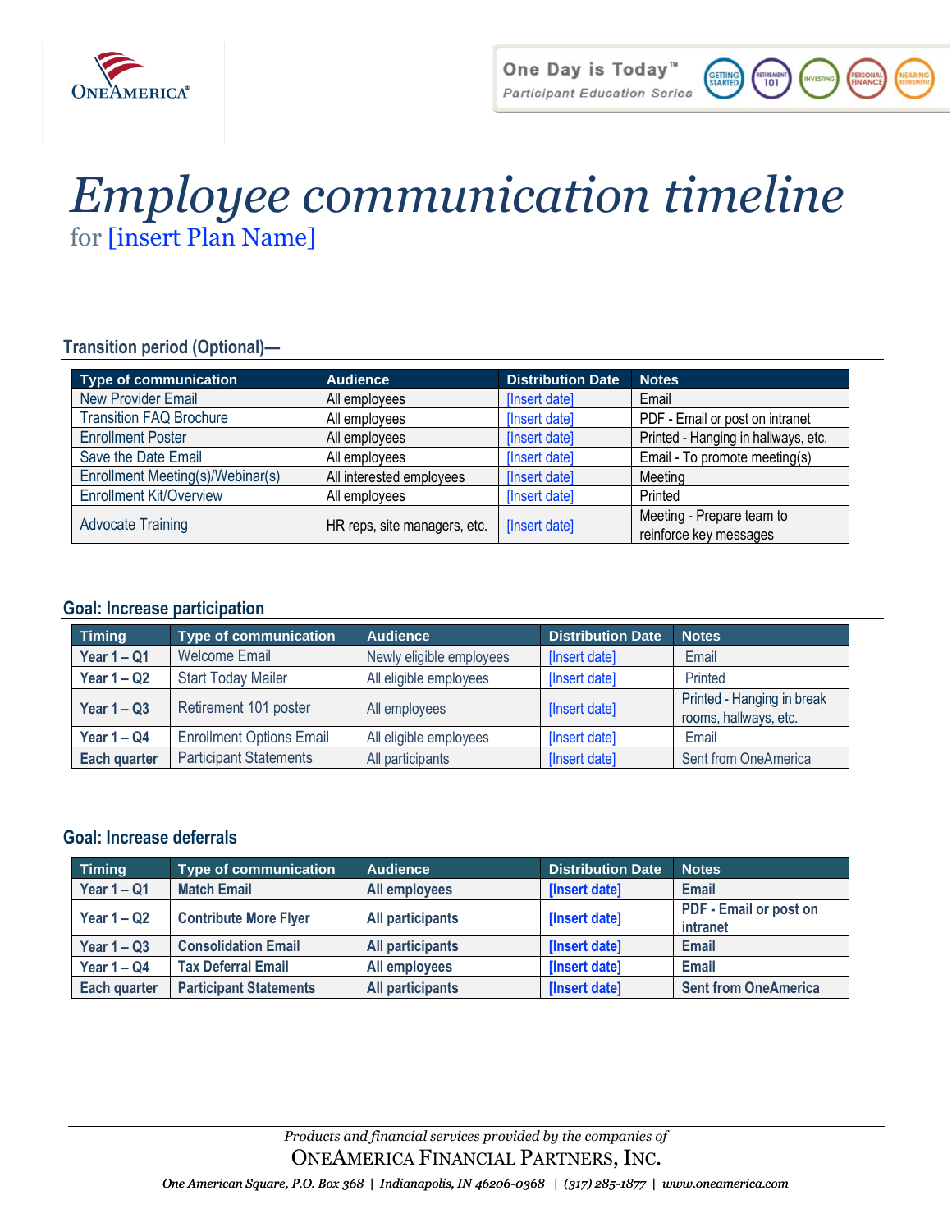# *Employee communication timeline*

for [insert Plan Name]

### Transition period (Optional)—

| Type of communication | Audience | Distribution Date | Notes |
|---|---|---|---|
| New Provider Email | All employees | [Insert date] | Email |
| Transition FAQ Brochure | All employees | [Insert date] | PDF - Email or post on intranet |
| Enrollment Poster | All employees | [Insert date] | Printed - Hanging in hallways, etc. |
| Save the Date Email | All employees | [Insert date] | Email - To promote meeting(s) |
| Enrollment Meeting(s)/Webinar(s) | All interested employees | [Insert date] | Meeting |
| Enrollment Kit/Overview | All employees | [Insert date] | Printed |
| Advocate Training | HR reps, site managers, etc. | [Insert date] | Meeting - Prepare team to reinforce key messages |

### Goal: Increase participation

| Timing | Type of communication | Audience | Distribution Date | Notes |
|---|---|---|---|---|
| **Year 1 – Q1** | Welcome Email | Newly eligible employees | [Insert date] | Email |
| **Year 1 – Q2** | Start Today Mailer | All eligible employees | [Insert date] | Printed |
| **Year 1 – Q3** | Retirement 101 poster | All employees | [Insert date] | Printed - Hanging in break rooms, hallways, etc. |
| **Year 1 – Q4** | Enrollment Options Email | All eligible employees | [Insert date] | Email |
| **Each quarter** | Participant Statements | All participants | [Insert date] | Sent from OneAmerica |

### Goal: Increase deferrals

| Timing | Type of communication | Audience | Distribution Date | Notes |
|---|---|---|---|---|
| **Year 1 – Q1** | **Match Email** | **All employees** | **[Insert date]** | **Email** |
| **Year 1 – Q2** | **Contribute More Flyer** | **All participants** | **[Insert date]** | **PDF - Email or post on intranet** |
| **Year 1 – Q3** | **Consolidation Email** | **All participants** | **[Insert date]** | **Email** |
| **Year 1 – Q4** | **Tax Deferral Email** | **All employees** | **[Insert date]** | **Email** |
| **Each quarter** | **Participant Statements** | **All participants** | **[Insert date]** | **Sent from OneAmerica** |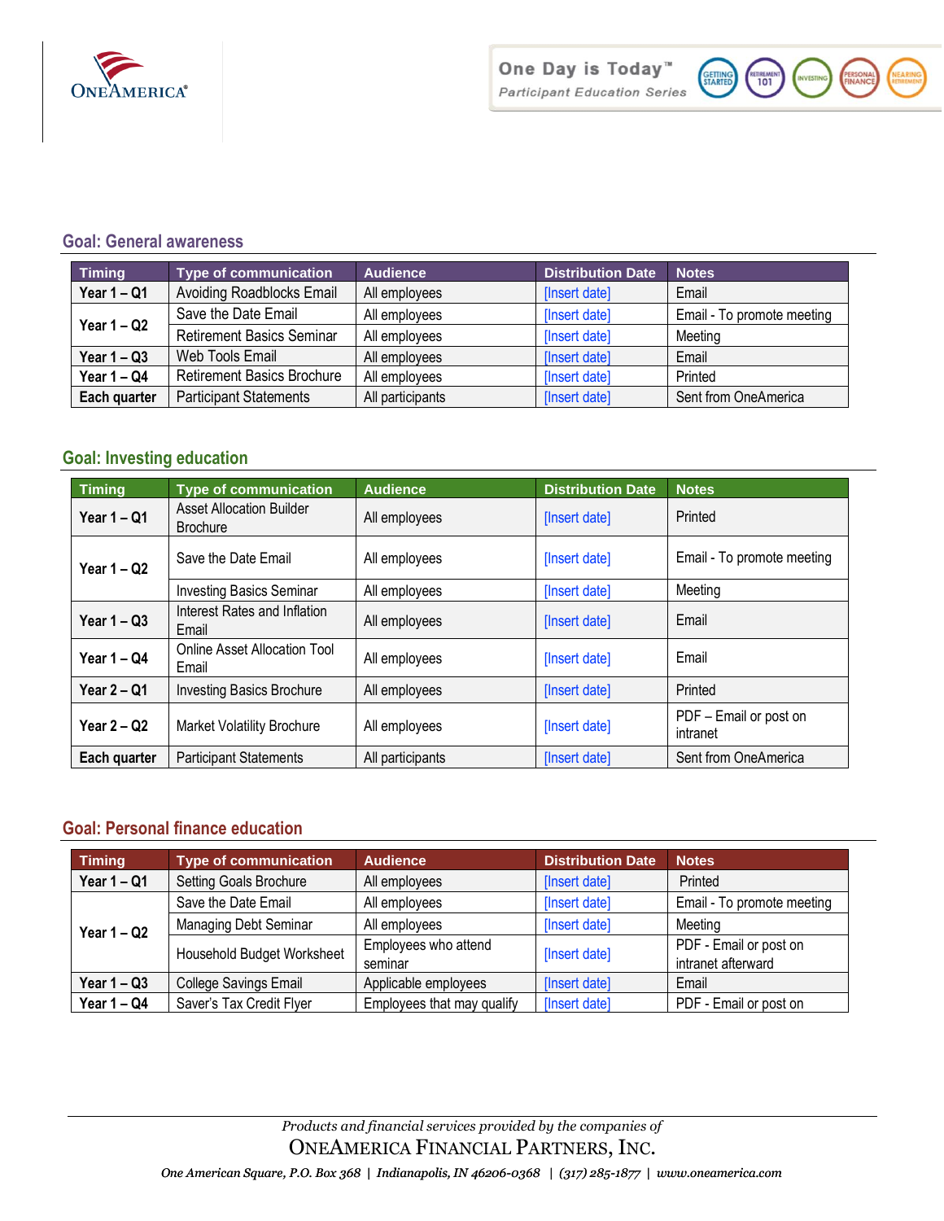## Goal: General awareness

| Timing | Type of communication | Audience | Distribution Date | Notes |
|---|---|---|---|---|
| **Year 1 – Q1** | Avoiding Roadblocks Email | All employees | [Insert date] | Email |
| **Year 1 – Q2** | Save the Date Email | All employees | [Insert date] | Email - To promote meeting |
| | Retirement Basics Seminar | All employees | [Insert date] | Meeting |
| **Year 1 – Q3** | Web Tools Email | All employees | [Insert date] | Email |
| **Year 1 – Q4** | Retirement Basics Brochure | All employees | [Insert date] | Printed |
| **Each quarter** | Participant Statements | All participants | [Insert date] | Sent from OneAmerica |

## Goal: Investing education

| Timing | Type of communication | Audience | Distribution Date | Notes |
|---|---|---|---|---|
| **Year 1 – Q1** | Asset Allocation Builder Brochure | All employees | [Insert date] | Printed |
| **Year 1 – Q2** | Save the Date Email | All employees | [Insert date] | Email - To promote meeting |
| | Investing Basics Seminar | All employees | [Insert date] | Meeting |
| **Year 1 – Q3** | Interest Rates and Inflation Email | All employees | [Insert date] | Email |
| **Year 1 – Q4** | Online Asset Allocation Tool Email | All employees | [Insert date] | Email |
| **Year 2 – Q1** | Investing Basics Brochure | All employees | [Insert date] | Printed |
| **Year 2 – Q2** | Market Volatility Brochure | All employees | [Insert date] | PDF – Email or post on intranet |
| **Each quarter** | Participant Statements | All participants | [Insert date] | Sent from OneAmerica |

## Goal: Personal finance education

| Timing | Type of communication | Audience | Distribution Date | Notes |
|---|---|---|---|---|
| **Year 1 – Q1** | Setting Goals Brochure | All employees | [Insert date] | Printed |
| **Year 1 – Q2** | Save the Date Email | All employees | [Insert date] | Email - To promote meeting |
| | Managing Debt Seminar | All employees | [Insert date] | Meeting |
| | Household Budget Worksheet | Employees who attend seminar | [Insert date] | PDF - Email or post on intranet afterward |
| **Year 1 – Q3** | College Savings Email | Applicable employees | [Insert date] | Email |
| **Year 1 – Q4** | Saver's Tax Credit Flyer | Employees that may qualify | [Insert date] | PDF - Email or post on |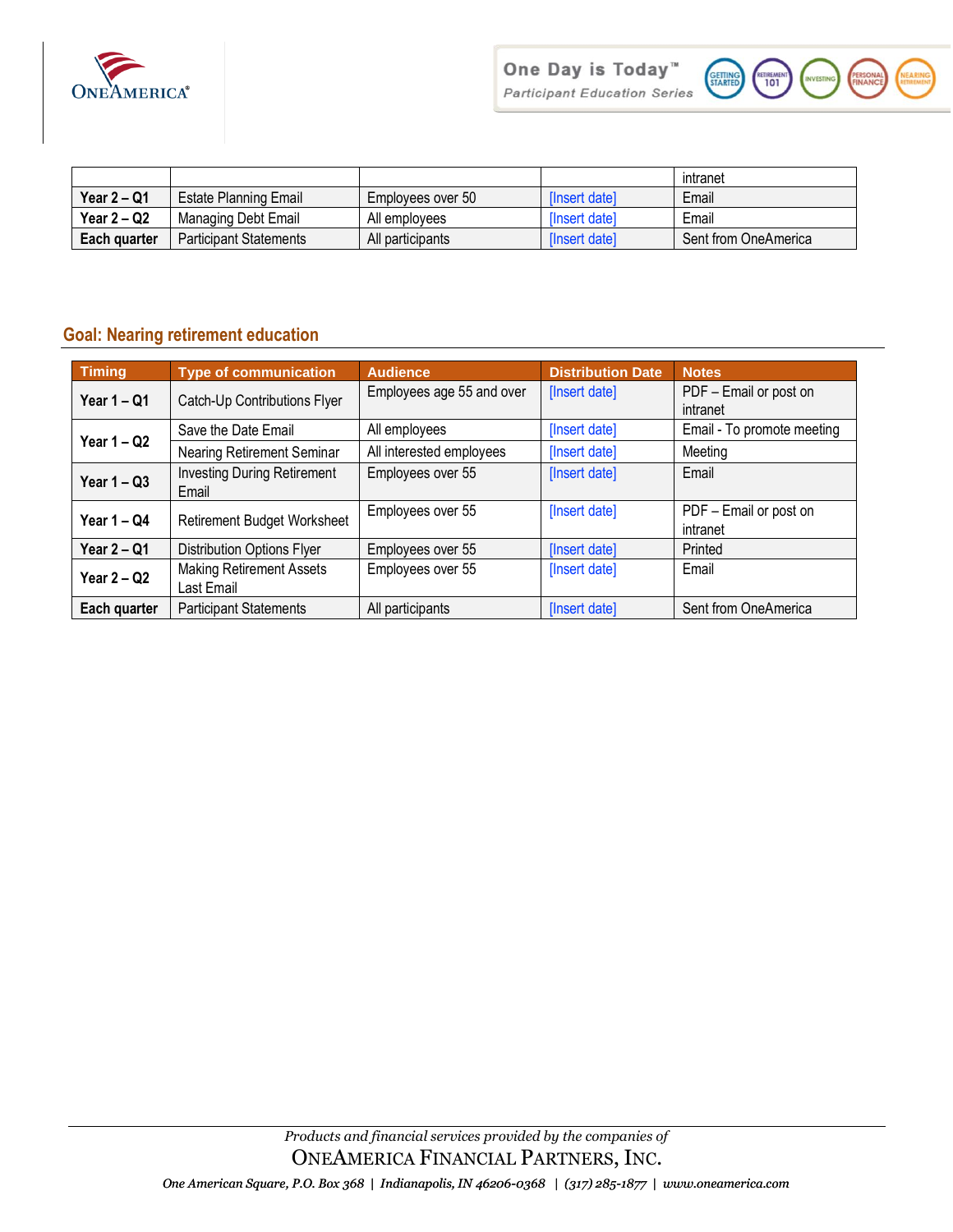| | | | | |
|---|---|---|---|---|
| | | | | intranet |
| **Year 2 – Q1** | Estate Planning Email | Employees over 50 | [Insert date] | Email |
| **Year 2 – Q2** | Managing Debt Email | All employees | [Insert date] | Email |
| **Each quarter** | Participant Statements | All participants | [Insert date] | Sent from OneAmerica |

## Goal: Nearing retirement education

| Timing | Type of communication | Audience | Distribution Date | Notes |
|---|---|---|---|---|
| **Year 1 – Q1** | Catch-Up Contributions Flyer | Employees age 55 and over | [Insert date] | PDF – Email or post on intranet |
| **Year 1 – Q2** | Save the Date Email | All employees | [Insert date] | Email - To promote meeting |
| | Nearing Retirement Seminar | All interested employees | [Insert date] | Meeting |
| **Year 1 – Q3** | Investing During Retirement Email | Employees over 55 | [Insert date] | Email |
| **Year 1 – Q4** | Retirement Budget Worksheet | Employees over 55 | [Insert date] | PDF – Email or post on intranet |
| **Year 2 – Q1** | Distribution Options Flyer | Employees over 55 | [Insert date] | Printed |
| **Year 2 – Q2** | Making Retirement Assets Last Email | Employees over 55 | [Insert date] | Email |
| **Each quarter** | Participant Statements | All participants | [Insert date] | Sent from OneAmerica |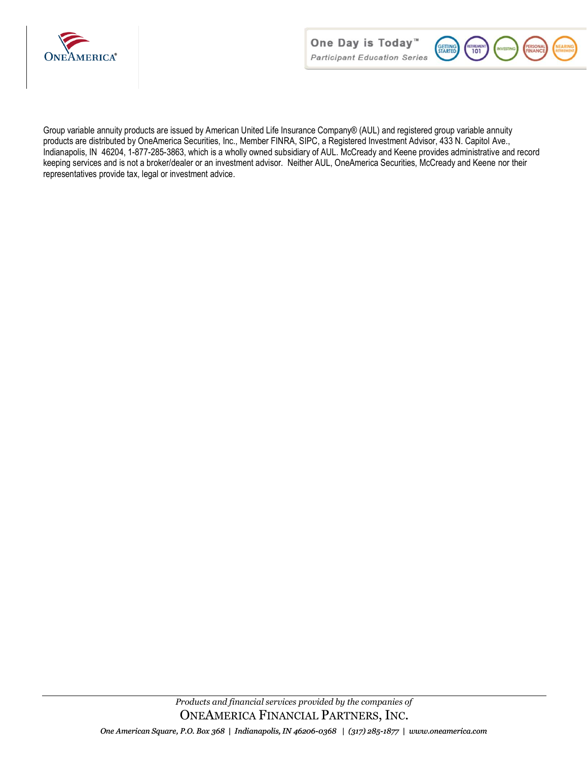Group variable annuity products are issued by American United Life Insurance Company® (AUL) and registered group variable annuity products are distributed by OneAmerica Securities, Inc., Member FINRA, SIPC, a Registered Investment Advisor, 433 N. Capitol Ave., Indianapolis, IN 46204, 1-877-285-3863, which is a wholly owned subsidiary of AUL. McCready and Keene provides administrative and record keeping services and is not a broker/dealer or an investment advisor. Neither AUL, OneAmerica Securities, McCready and Keene nor their representatives provide tax, legal or investment advice.